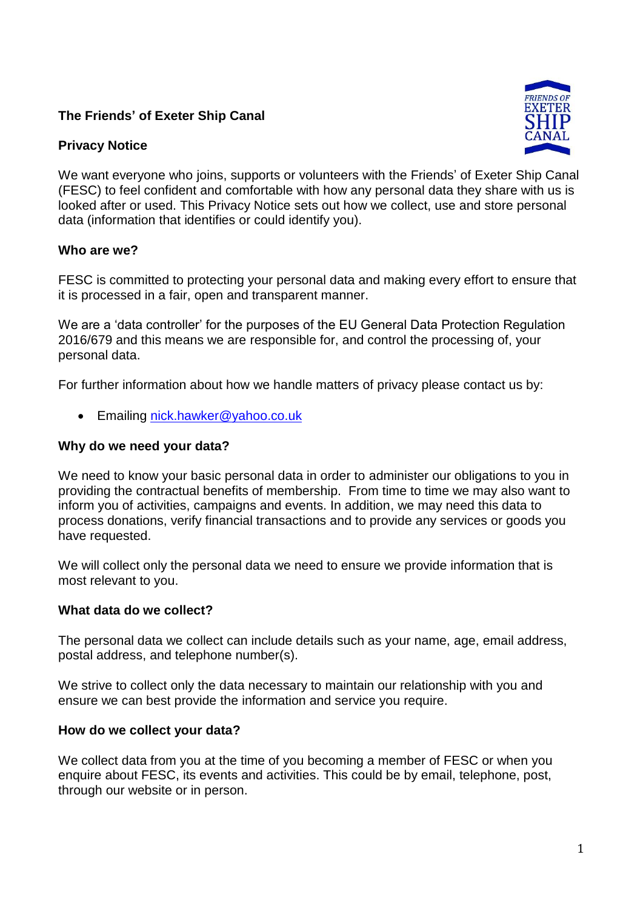# The Friends' of Exeter Ship Canal

## Privacy Notice

We want everyone who joins, supports or volunteers with the Friends' of Exeter Ship Canal (FESC) to feel confident and comfortable with how any personal data they share with us is looked after or used. This Privacy Notice sets out how we collect, use and store personal data (information that identifies or could identify you).

### Who are we?

FESC is committed to protecting your personal data and making every effort to ensure that it is processed in a fair, open and transparent manner.

We are a 'data controller' for the purposes of the EU General Data Protection Regulation 2016/679 and this means we are responsible for, and control the processing of, your personal data.

For further information about how we handle matters of privacy please contact us by:

- Emailing nick.hawker@yahoo.co.uk

### Why do we need your data?

We need to know your basic personal data in order to administer our obligations to you in providing the contractual benefits of membership. From time to time we may also want to inform you of activities, campaigns and events. In addition, we may need this data to process donations, verify financial transactions and to provide any services or goods you have requested.

We will collect only the personal data we need to ensure we provide information that is most relevant to you.

### What data do we collect?

The personal data we collect can include details such as your name, age, email address, postal address, and telephone number(s).

We strive to collect only the data necessary to maintain our relationship with you and ensure we can best provide the information and service you require.

### How do we collect your data?

We collect data from you at the time of you becoming a member of FESC or when you enquire about FESC, its events and activities. This could be by email, telephone, post, through our website or in person.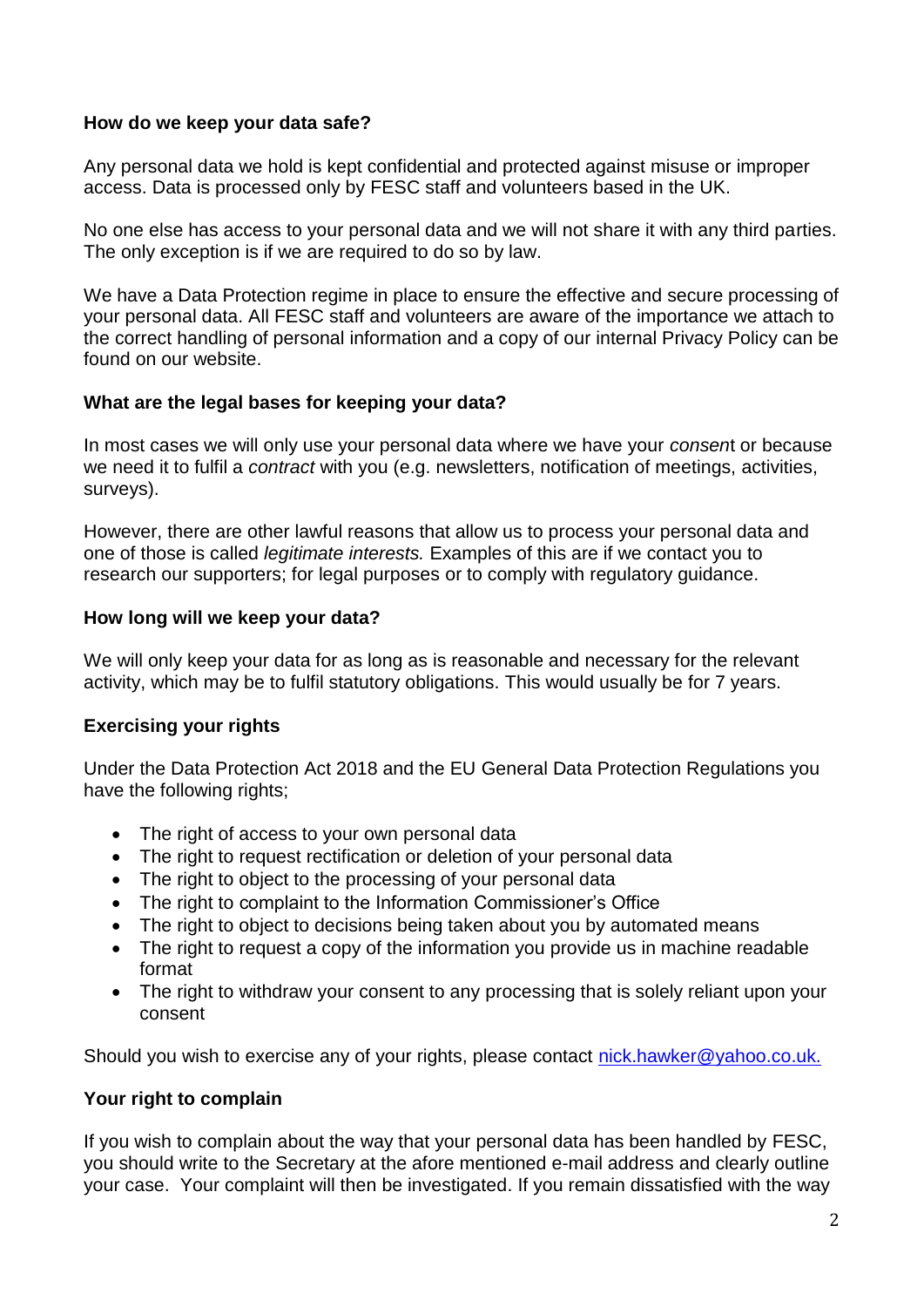**How do we keep your data safe?**

Any personal data we hold is kept confidential and protected against misuse or improper access. Data is processed only by FESC staff and volunteers based in the UK.

No one else has access to your personal data and we will not share it with any third parties. The only exception is if we are required to do so by law.

We have a Data Protection regime in place to ensure the effective and secure processing of your personal data. All FESC staff and volunteers are aware of the importance we attach to the correct handling of personal information and a copy of our internal Privacy Policy can be found on our website.

**What are the legal bases for keeping your data?**

In most cases we will only use your personal data where we have your *consent* or because we need it to fulfil a *contract* with you (e.g. newsletters, notification of meetings, activities, surveys).

However, there are other lawful reasons that allow us to process your personal data and one of those is called *legitimate interests.* Examples of this are if we contact you to research our supporters; for legal purposes or to comply with regulatory guidance.

**How long will we keep your data?**

We will only keep your data for as long as is reasonable and necessary for the relevant activity, which may be to fulfil statutory obligations. This would usually be for 7 years.

**Exercising your rights**

Under the Data Protection Act 2018 and the EU General Data Protection Regulations you have the following rights;

- The right of access to your own personal data
- The right to request rectification or deletion of your personal data
- The right to object to the processing of your personal data
- The right to complaint to the Information Commissioner's Office
- The right to object to decisions being taken about you by automated means
- The right to request a copy of the information you provide us in machine readable format
- The right to withdraw your consent to any processing that is solely reliant upon your consent

Should you wish to exercise any of your rights, please contact nick.hawker@yahoo.co.uk.

**Your right to complain**

If you wish to complain about the way that your personal data has been handled by FESC, you should write to the Secretary at the afore mentioned e-mail address and clearly outline your case. Your complaint will then be investigated. If you remain dissatisfied with the way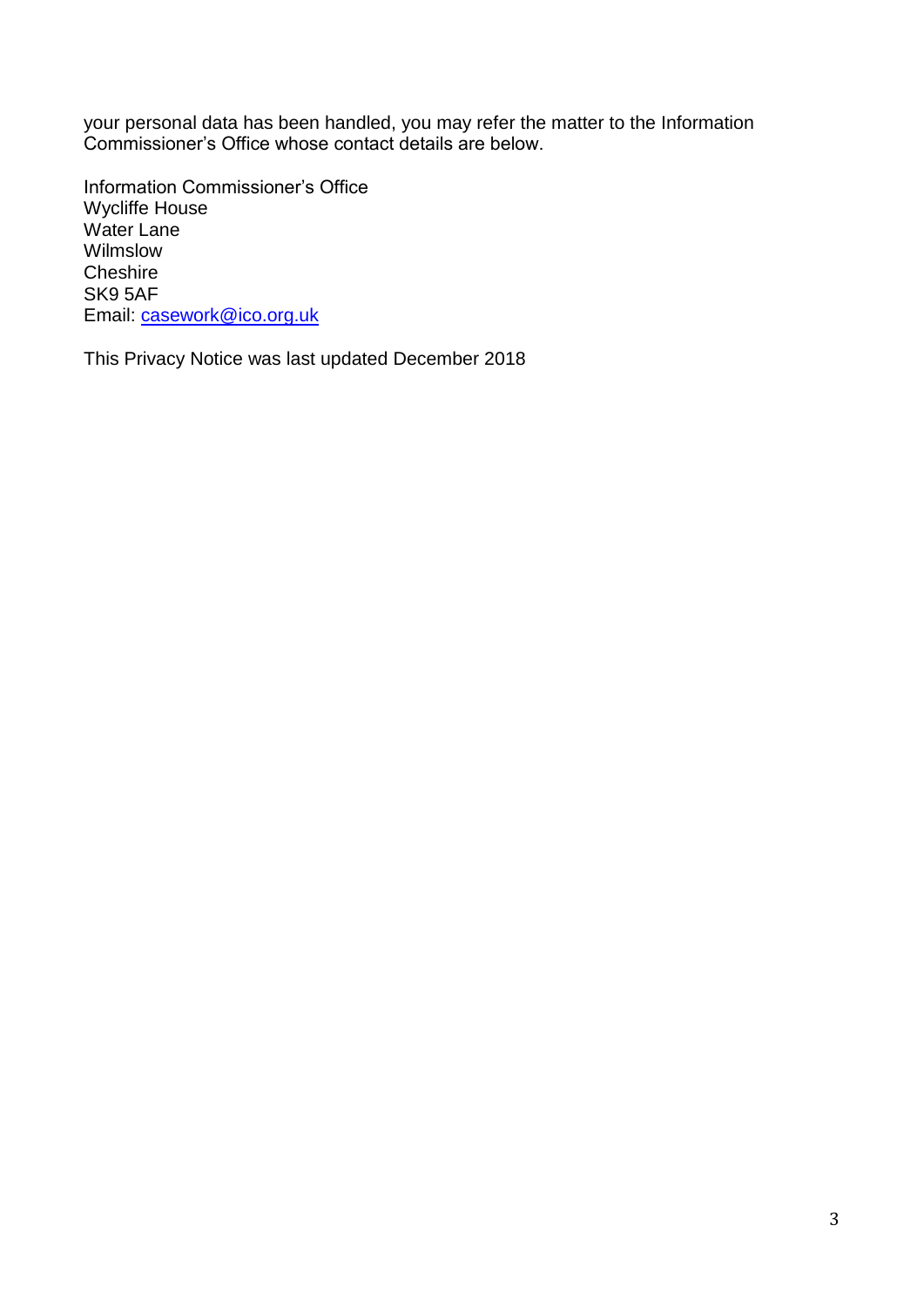your personal data has been handled, you may refer the matter to the Information Commissioner's Office whose contact details are below.

Information Commissioner's Office
Wycliffe House
Water Lane
Wilmslow
Cheshire
SK9 5AF
Email: casework@ico.org.uk

This Privacy Notice was last updated December 2018